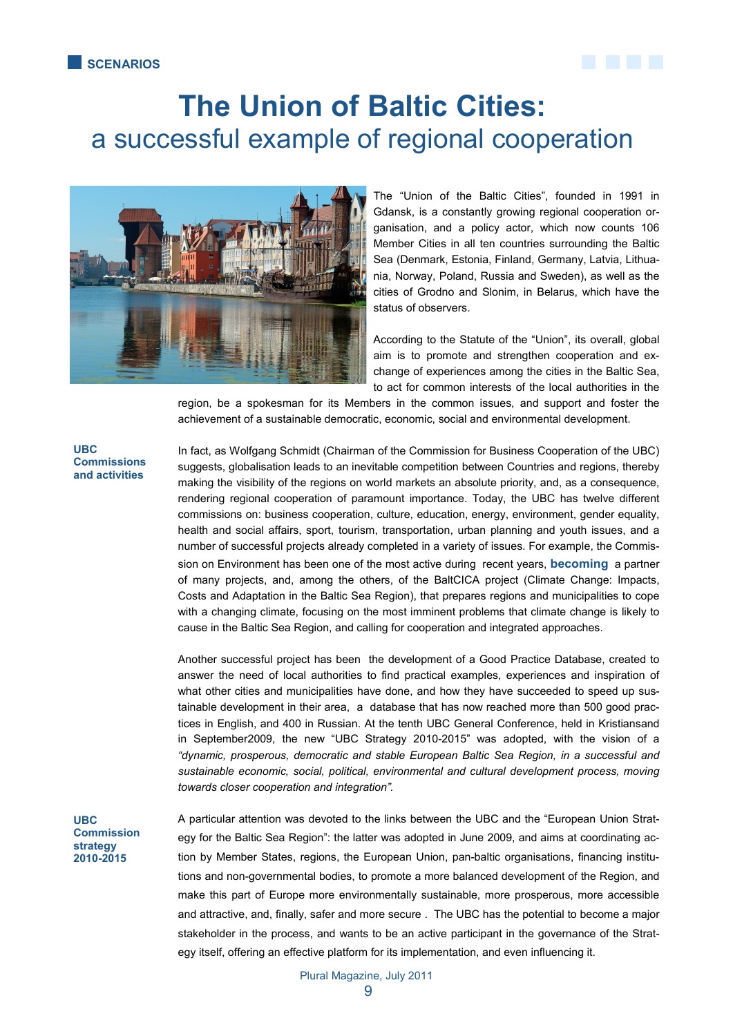SCENARIOS

# The Union of Baltic Cities:
## a successful example of regional cooperation

The "Union of the Baltic Cities", founded in 1991 in Gdansk, is a constantly growing regional cooperation organisation, and a policy actor, which now counts 106 Member Cities in all ten countries surrounding the Baltic Sea (Denmark, Estonia, Finland, Germany, Latvia, Lithuania, Norway, Poland, Russia and Sweden), as well as the cities of Grodno and Slonim, in Belarus, which have the status of observers.

According to the Statute of the "Union", its overall, global aim is to promote and strengthen cooperation and exchange of experiences among the cities in the Baltic Sea, to act for common interests of the local authorities in the region, be a spokesman for its Members in the common issues, and support and foster the achievement of a sustainable democratic, economic, social and environmental development.

**UBC Commissions and activities**

In fact, as Wolfgang Schmidt (Chairman of the Commission for Business Cooperation of the UBC) suggests, globalisation leads to an inevitable competition between Countries and regions, thereby making the visibility of the regions on world markets an absolute priority, and, as a consequence, rendering regional cooperation of paramount importance. Today, the UBC has twelve different commissions on: business cooperation, culture, education, energy, environment, gender equality, health and social affairs, sport, tourism, transportation, urban planning and youth issues, and a number of successful projects already completed in a variety of issues. For example, the Commission on Environment has been one of the most active during recent years, **becoming** a partner of many projects, and, among the others, of the BaltCICA project (Climate Change: Impacts, Costs and Adaptation in the Baltic Sea Region), that prepares regions and municipalities to cope with a changing climate, focusing on the most imminent problems that climate change is likely to cause in the Baltic Sea Region, and calling for cooperation and integrated approaches.

Another successful project has been the development of a Good Practice Database, created to answer the need of local authorities to find practical examples, experiences and inspiration of what other cities and municipalities have done, and how they have succeeded to speed up sustainable development in their area, a database that has now reached more than 500 good practices in English, and 400 in Russian. At the tenth UBC General Conference, held in Kristiansand in September2009, the new "UBC Strategy 2010-2015" was adopted, with the vision of a *"dynamic, prosperous, democratic and stable European Baltic Sea Region, in a successful and sustainable economic, social, political, environmental and cultural development process, moving towards closer cooperation and integration".*

**UBC Commission strategy 2010-2015**

A particular attention was devoted to the links between the UBC and the "European Union Strategy for the Baltic Sea Region": the latter was adopted in June 2009, and aims at coordinating action by Member States, regions, the European Union, pan-baltic organisations, financing institutions and non-governmental bodies, to promote a more balanced development of the Region, and make this part of Europe more environmentally sustainable, more prosperous, more accessible and attractive, and, finally, safer and more secure . The UBC has the potential to become a major stakeholder in the process, and wants to be an active participant in the governance of the Strategy itself, offering an effective platform for its implementation, and even influencing it.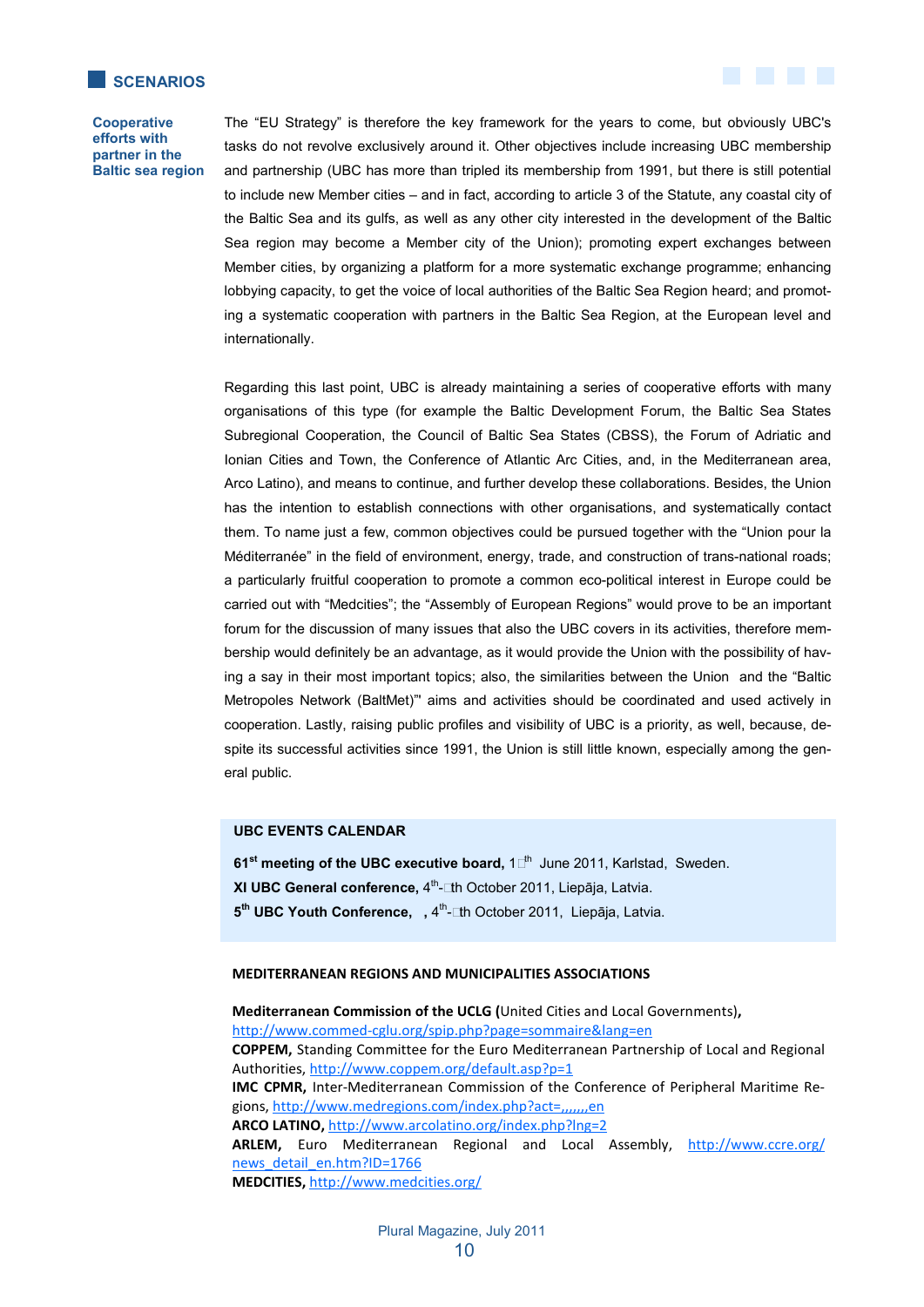## SCENARIOS

**Cooperative efforts with partner in the Baltic sea region**

The "EU Strategy" is therefore the key framework for the years to come, but obviously UBC's tasks do not revolve exclusively around it. Other objectives include increasing UBC membership and partnership (UBC has more than tripled its membership from 1991, but there is still potential to include new Member cities – and in fact, according to article 3 of the Statute, any coastal city of the Baltic Sea and its gulfs, as well as any other city interested in the development of the Baltic Sea region may become a Member city of the Union); promoting expert exchanges between Member cities, by organizing a platform for a more systematic exchange programme; enhancing lobbying capacity, to get the voice of local authorities of the Baltic Sea Region heard; and promoting a systematic cooperation with partners in the Baltic Sea Region, at the European level and internationally.

Regarding this last point, UBC is already maintaining a series of cooperative efforts with many organisations of this type (for example the Baltic Development Forum, the Baltic Sea States Subregional Cooperation, the Council of Baltic Sea States (CBSS), the Forum of Adriatic and Ionian Cities and Town, the Conference of Atlantic Arc Cities, and, in the Mediterranean area, Arco Latino), and means to continue, and further develop these collaborations. Besides, the Union has the intention to establish connections with other organisations, and systematically contact them. To name just a few, common objectives could be pursued together with the "Union pour la Méditerranée" in the field of environment, energy, trade, and construction of trans-national roads; a particularly fruitful cooperation to promote a common eco-political interest in Europe could be carried out with "Medcities"; the "Assembly of European Regions" would prove to be an important forum for the discussion of many issues that also the UBC covers in its activities, therefore membership would definitely be an advantage, as it would provide the Union with the possibility of having a say in their most important topics; also, the similarities between the Union and the "Baltic Metropoles Network (BaltMet)" aims and activities should be coordinated and used actively in cooperation. Lastly, raising public profiles and visibility of UBC is a priority, as well, because, despite its successful activities since 1991, the Union is still little known, especially among the general public.

### UBC EVENTS CALENDAR

**61st meeting of the UBC executive board,** 1□th June 2011, Karlstad, Sweden.
**XI UBC General conference,** 4th-□th October 2011, Liepāja, Latvia.
**5th UBC Youth Conference,** , 4th-□th October 2011, Liepāja, Latvia.

### MEDITERRANEAN REGIONS AND MUNICIPALITIES ASSOCIATIONS

**Mediterranean Commission of the UCLG (**United Cities and Local Governments**),** http://www.commed-cglu.org/spip.php?page=sommaire&lang=en
**COPPEM,** Standing Committee for the Euro Mediterranean Partnership of Local and Regional Authorities, http://www.coppem.org/default.asp?p=1
**IMC CPMR,** Inter-Mediterranean Commission of the Conference of Peripheral Maritime Regions, http://www.medregions.com/index.php?act=,,,,,,,en
**ARCO LATINO,** http://www.arcolatino.org/index.php?lng=2
**ARLEM,** Euro Mediterranean Regional and Local Assembly, http://www.ccre.org/news_detail_en.htm?ID=1766
**MEDCITIES,** http://www.medcities.org/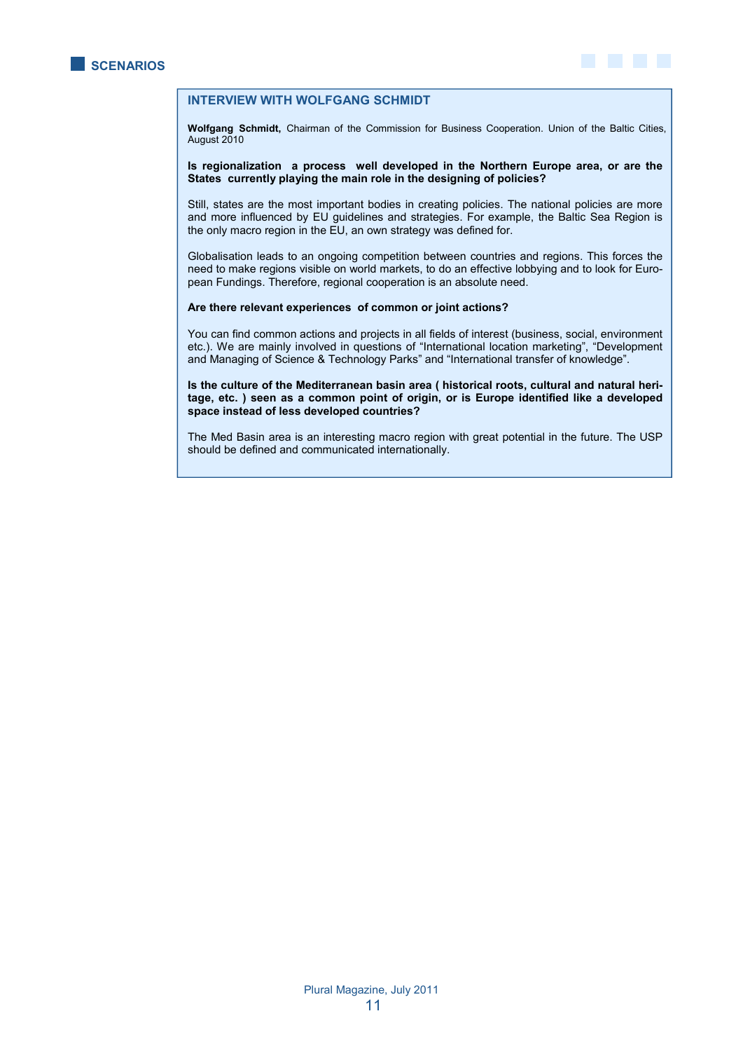## INTERVIEW WITH WOLFGANG SCHMIDT

**Wolfgang Schmidt,** Chairman of the Commission for Business Cooperation. Union of the Baltic Cities, August 2010

**Is regionalization a process well developed in the Northern Europe area, or are the States currently playing the main role in the designing of policies?**

Still, states are the most important bodies in creating policies. The national policies are more and more influenced by EU guidelines and strategies. For example, the Baltic Sea Region is the only macro region in the EU, an own strategy was defined for.

Globalisation leads to an ongoing competition between countries and regions. This forces the need to make regions visible on world markets, to do an effective lobbying and to look for European Fundings. Therefore, regional cooperation is an absolute need.

**Are there relevant experiences of common or joint actions?**

You can find common actions and projects in all fields of interest (business, social, environment etc.). We are mainly involved in questions of "International location marketing", "Development and Managing of Science & Technology Parks" and "International transfer of knowledge".

**Is the culture of the Mediterranean basin area ( historical roots, cultural and natural heritage, etc. ) seen as a common point of origin, or is Europe identified like a developed space instead of less developed countries?**

The Med Basin area is an interesting macro region with great potential in the future. The USP should be defined and communicated internationally.